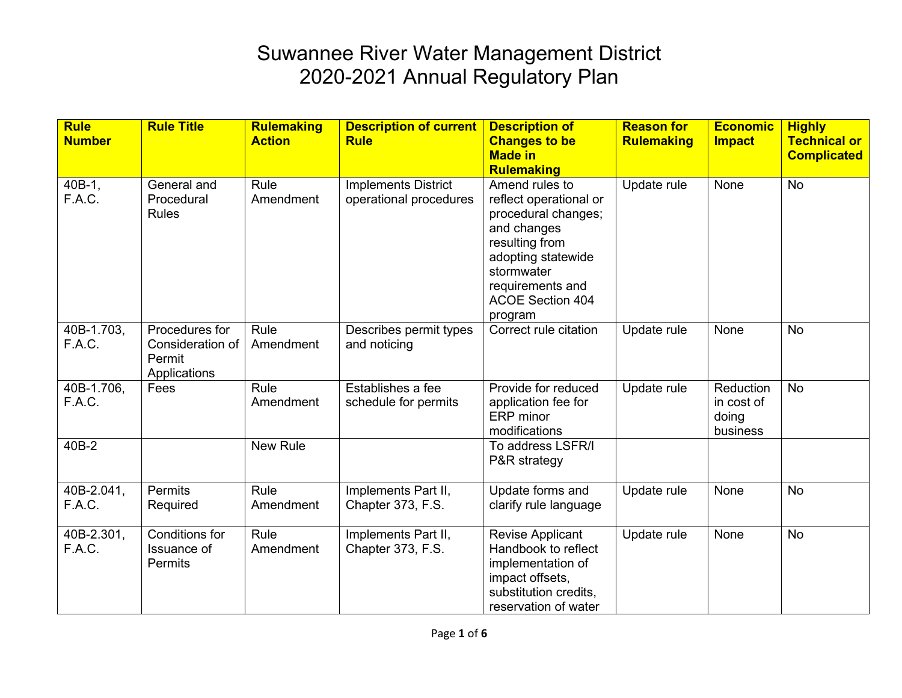# Suwannee River Water Management District
# 2020-2021 Annual Regulatory Plan

| Rule Number | Rule Title | Rulemaking Action | Description of current Rule | Description of Changes to be Made in Rulemaking | Reason for Rulemaking | Economic Impact | Highly Technical or Complicated |
|---|---|---|---|---|---|---|---|
| 40B-1, F.A.C. | General and Procedural Rules | Rule Amendment | Implements District operational procedures | Amend rules to reflect operational or procedural changes; and changes resulting from adopting statewide stormwater requirements and ACOE Section 404 program | Update rule | None | No |
| 40B-1.703, F.A.C. | Procedures for Consideration of Permit Applications | Rule Amendment | Describes permit types and noticing | Correct rule citation | Update rule | None | No |
| 40B-1.706, F.A.C. | Fees | Rule Amendment | Establishes a fee schedule for permits | Provide for reduced application fee for ERP minor modifications | Update rule | Reduction in cost of doing business | No |
| 40B-2 | | New Rule | | To address LSFR/I P&R strategy | | | |
| 40B-2.041, F.A.C. | Permits Required | Rule Amendment | Implements Part II, Chapter 373, F.S. | Update forms and clarify rule language | Update rule | None | No |
| 40B-2.301, F.A.C. | Conditions for Issuance of Permits | Rule Amendment | Implements Part II, Chapter 373, F.S. | Revise Applicant Handbook to reflect implementation of impact offsets, substitution credits, reservation of water | Update rule | None | No |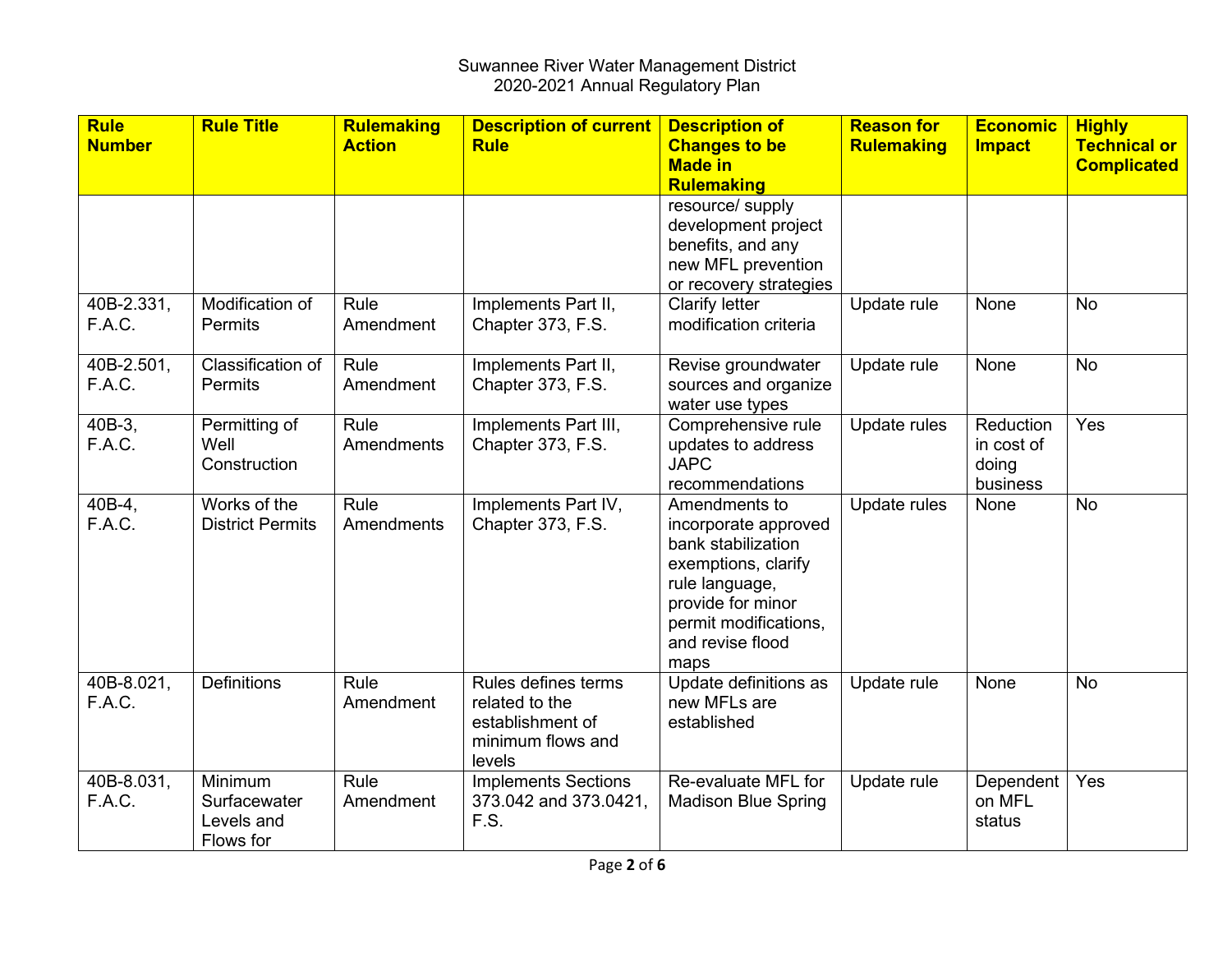Suwannee River Water Management District
2020-2021 Annual Regulatory Plan

| Rule Number | Rule Title | Rulemaking Action | Description of current Rule | Description of Changes to be Made in Rulemaking | Reason for Rulemaking | Economic Impact | Highly Technical or Complicated |
|---|---|---|---|---|---|---|---|
| | | | | resource/ supply development project benefits, and any new MFL prevention or recovery strategies | | | |
| 40B-2.331, F.A.C. | Modification of Permits | Rule Amendment | Implements Part II, Chapter 373, F.S. | Clarify letter modification criteria | Update rule | None | No |
| 40B-2.501, F.A.C. | Classification of Permits | Rule Amendment | Implements Part II, Chapter 373, F.S. | Revise groundwater sources and organize water use types | Update rule | None | No |
| 40B-3, F.A.C. | Permitting of Well Construction | Rule Amendments | Implements Part III, Chapter 373, F.S. | Comprehensive rule updates to address JAPC recommendations | Update rules | Reduction in cost of doing business | Yes |
| 40B-4, F.A.C. | Works of the District Permits | Rule Amendments | Implements Part IV, Chapter 373, F.S. | Amendments to incorporate approved bank stabilization exemptions, clarify rule language, provide for minor permit modifications, and revise flood maps | Update rules | None | No |
| 40B-8.021, F.A.C. | Definitions | Rule Amendment | Rules defines terms related to the establishment of minimum flows and levels | Update definitions as new MFLs are established | Update rule | None | No |
| 40B-8.031, F.A.C. | Minimum Surfacewater Levels and Flows for | Rule Amendment | Implements Sections 373.042 and 373.0421, F.S. | Re-evaluate MFL for Madison Blue Spring | Update rule | Dependent on MFL status | Yes |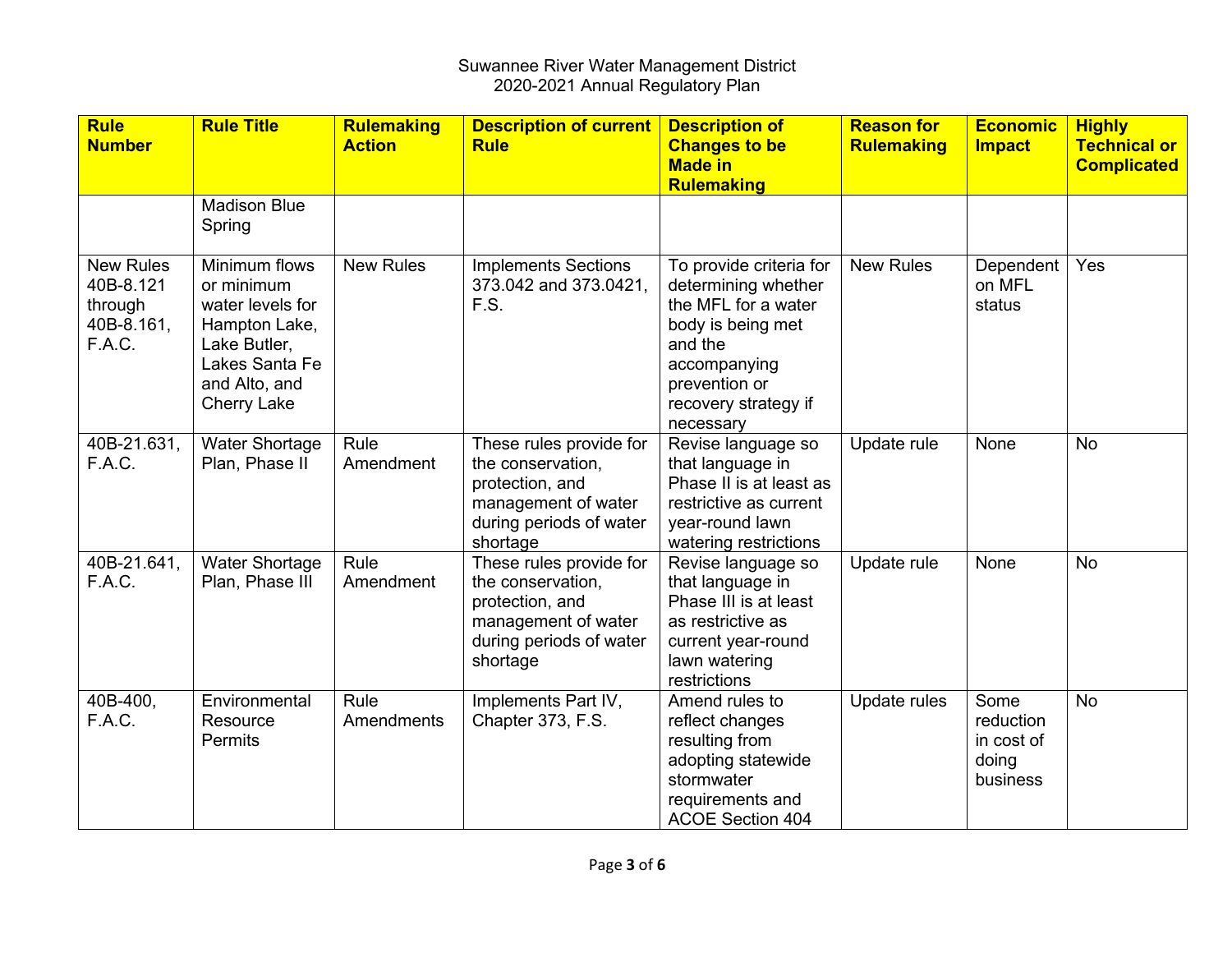Suwannee River Water Management District
2020-2021 Annual Regulatory Plan

| Rule Number | Rule Title | Rulemaking Action | Description of current Rule | Description of Changes to be Made in Rulemaking | Reason for Rulemaking | Economic Impact | Highly Technical or Complicated |
|---|---|---|---|---|---|---|---|
| | Madison Blue Spring | | | | | | |
| New Rules 40B-8.121 through 40B-8.161, F.A.C. | Minimum flows or minimum water levels for Hampton Lake, Lake Butler, Lakes Santa Fe and Alto, and Cherry Lake | New Rules | Implements Sections 373.042 and 373.0421, F.S. | To provide criteria for determining whether the MFL for a water body is being met and the accompanying prevention or recovery strategy if necessary | New Rules | Dependent on MFL status | Yes |
| 40B-21.631, F.A.C. | Water Shortage Plan, Phase II | Rule Amendment | These rules provide for the conservation, protection, and management of water during periods of water shortage | Revise language so that language in Phase II is at least as restrictive as current year-round lawn watering restrictions | Update rule | None | No |
| 40B-21.641, F.A.C. | Water Shortage Plan, Phase III | Rule Amendment | These rules provide for the conservation, protection, and management of water during periods of water shortage | Revise language so that language in Phase III is at least as restrictive as current year-round lawn watering restrictions | Update rule | None | No |
| 40B-400, F.A.C. | Environmental Resource Permits | Rule Amendments | Implements Part IV, Chapter 373, F.S. | Amend rules to reflect changes resulting from adopting statewide stormwater requirements and ACOE Section 404 | Update rules | Some reduction in cost of doing business | No |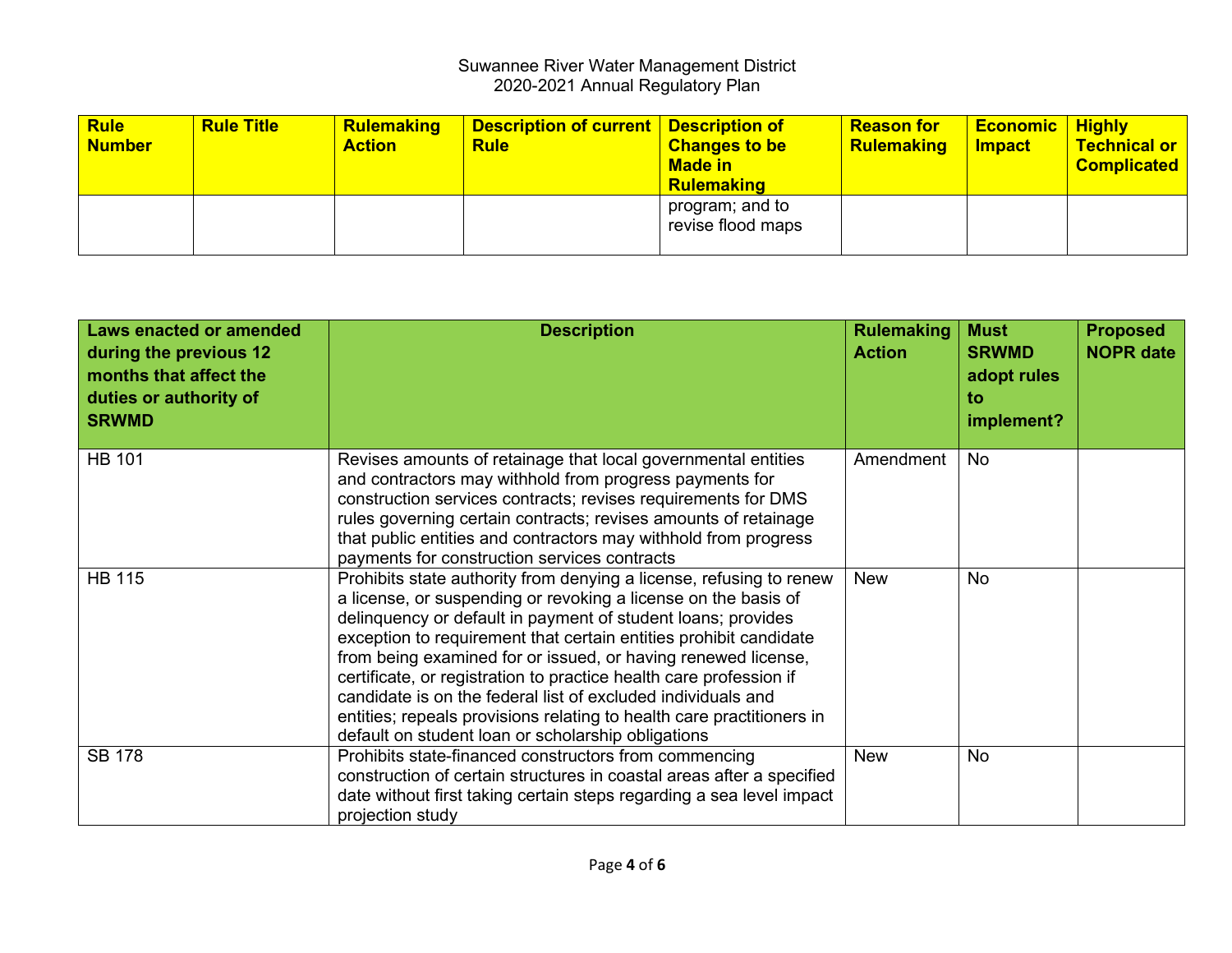Suwannee River Water Management District
2020-2021 Annual Regulatory Plan

| Rule Number | Rule Title | Rulemaking Action | Description of current Rule | Description of Changes to be Made in Rulemaking | Reason for Rulemaking | Economic Impact | Highly Technical or Complicated |
|---|---|---|---|---|---|---|---|
| | | | | program; and to revise flood maps | | | |

| Laws enacted or amended during the previous 12 months that affect the duties or authority of SRWMD | Description | Rulemaking Action | Must SRWMD adopt rules to implement? | Proposed NOPR date |
|---|---|---|---|---|
| HB 101 | Revises amounts of retainage that local governmental entities and contractors may withhold from progress payments for construction services contracts; revises requirements for DMS rules governing certain contracts; revises amounts of retainage that public entities and contractors may withhold from progress payments for construction services contracts | Amendment | No | |
| HB 115 | Prohibits state authority from denying a license, refusing to renew a license, or suspending or revoking a license on the basis of delinquency or default in payment of student loans; provides exception to requirement that certain entities prohibit candidate from being examined for or issued, or having renewed license, certificate, or registration to practice health care profession if candidate is on the federal list of excluded individuals and entities; repeals provisions relating to health care practitioners in default on student loan or scholarship obligations | New | No | |
| SB 178 | Prohibits state-financed constructors from commencing construction of certain structures in coastal areas after a specified date without first taking certain steps regarding a sea level impact projection study | New | No | |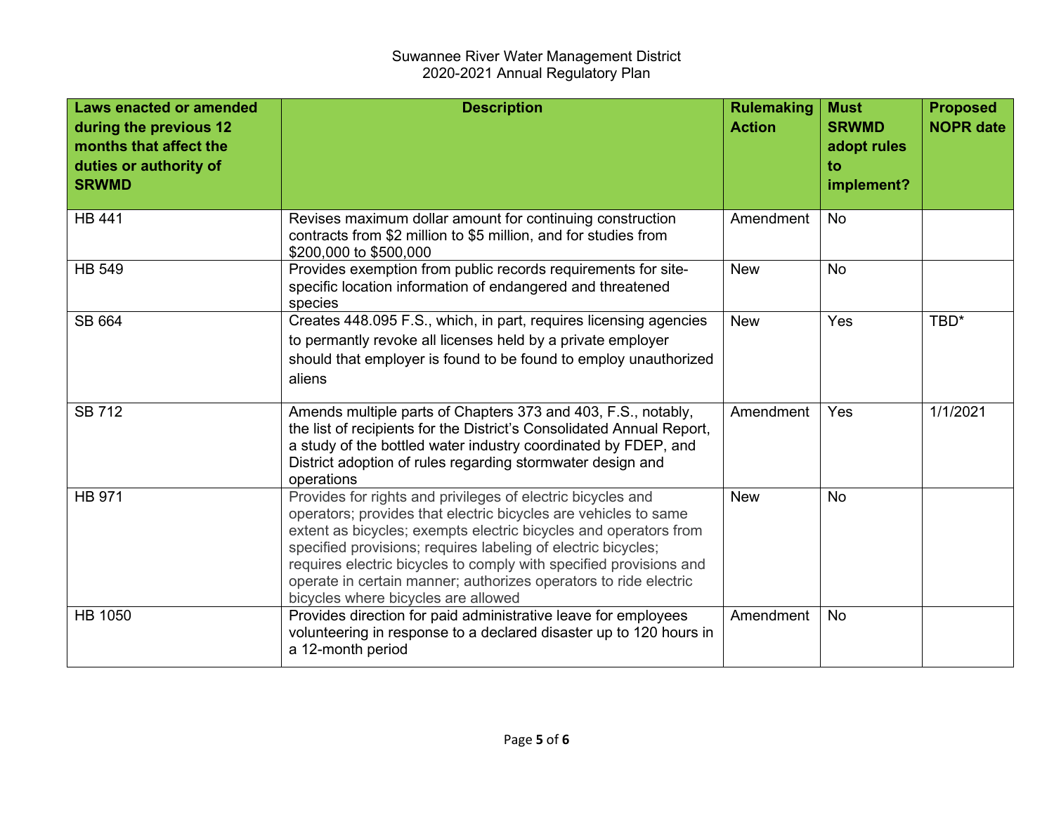Suwannee River Water Management District
2020-2021 Annual Regulatory Plan

| Laws enacted or amended during the previous 12 months that affect the duties or authority of SRWMD | Description | Rulemaking Action | Must SRWMD adopt rules to implement? | Proposed NOPR date |
|---|---|---|---|---|
| HB 441 | Revises maximum dollar amount for continuing construction contracts from $2 million to $5 million, and for studies from $200,000 to $500,000 | Amendment | No | |
| HB 549 | Provides exemption from public records requirements for site-specific location information of endangered and threatened species | New | No | |
| SB 664 | Creates 448.095 F.S., which, in part, requires licensing agencies to permantly revoke all licenses held by a private employer should that employer is found to be found to employ unauthorized aliens | New | Yes | TBD* |
| SB 712 | Amends multiple parts of Chapters 373 and 403, F.S., notably, the list of recipients for the District's Consolidated Annual Report, a study of the bottled water industry coordinated by FDEP, and District adoption of rules regarding stormwater design and operations | Amendment | Yes | 1/1/2021 |
| HB 971 | Provides for rights and privileges of electric bicycles and operators; provides that electric bicycles are vehicles to same extent as bicycles; exempts electric bicycles and operators from specified provisions; requires labeling of electric bicycles; requires electric bicycles to comply with specified provisions and operate in certain manner; authorizes operators to ride electric bicycles where bicycles are allowed | New | No | |
| HB 1050 | Provides direction for paid administrative leave for employees volunteering in response to a declared disaster up to 120 hours in a 12-month period | Amendment | No | |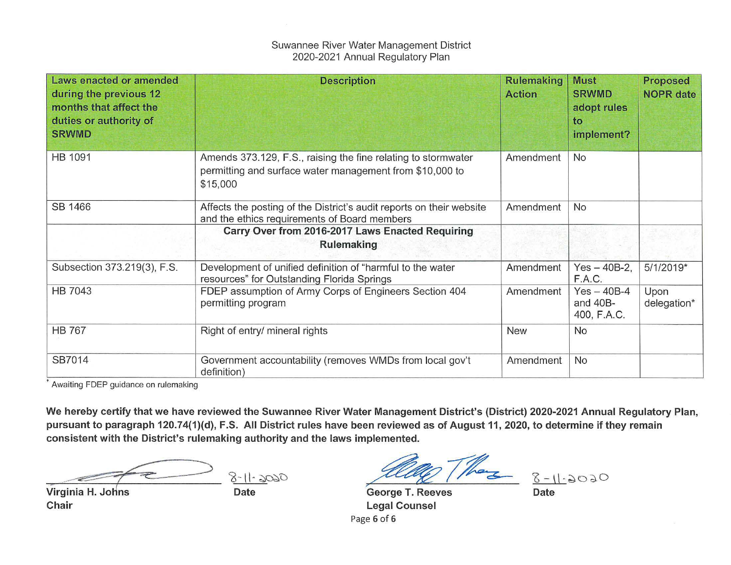Suwannee River Water Management District
2020-2021 Annual Regulatory Plan

| Laws enacted or amended during the previous 12 months that affect the duties or authority of SRWMD | Description | Rulemaking Action | Must SRWMD adopt rules to implement? | Proposed NOPR date |
| --- | --- | --- | --- | --- |
| HB 1091 | Amends 373.129, F.S., raising the fine relating to stormwater permitting and surface water management from $10,000 to $15,000 | Amendment | No | |
| SB 1466 | Affects the posting of the District's audit reports on their website and the ethics requirements of Board members | Amendment | No | |
| | **Carry Over from 2016-2017 Laws Enacted Requiring Rulemaking** | | | |
| Subsection 373.219(3), F.S. | Development of unified definition of "harmful to the water resources" for Outstanding Florida Springs | Amendment | Yes – 40B-2, F.A.C. | 5/1/2019* |
| HB 7043 | FDEP assumption of Army Corps of Engineers Section 404 permitting program | Amendment | Yes – 40B-4 and 40B-400, F.A.C. | Upon delegation* |
| HB 767 | Right of entry/ mineral rights | New | No | |
| SB7014 | Government accountability (removes WMDs from local gov't definition) | Amendment | No | |

\* Awaiting FDEP guidance on rulemaking

**We hereby certify that we have reviewed the Suwannee River Water Management District's (District) 2020-2021 Annual Regulatory Plan, pursuant to paragraph 120.74(1)(d), F.S. All District rules have been reviewed as of August 11, 2020, to determine if they remain consistent with the District's rulemaking authority and the laws implemented.**

8-11-2020

**Virginia H. Johns**
**Chair**

**Date**

8-11-2020

**George T. Reeves**
**Legal Counsel**

**Date**